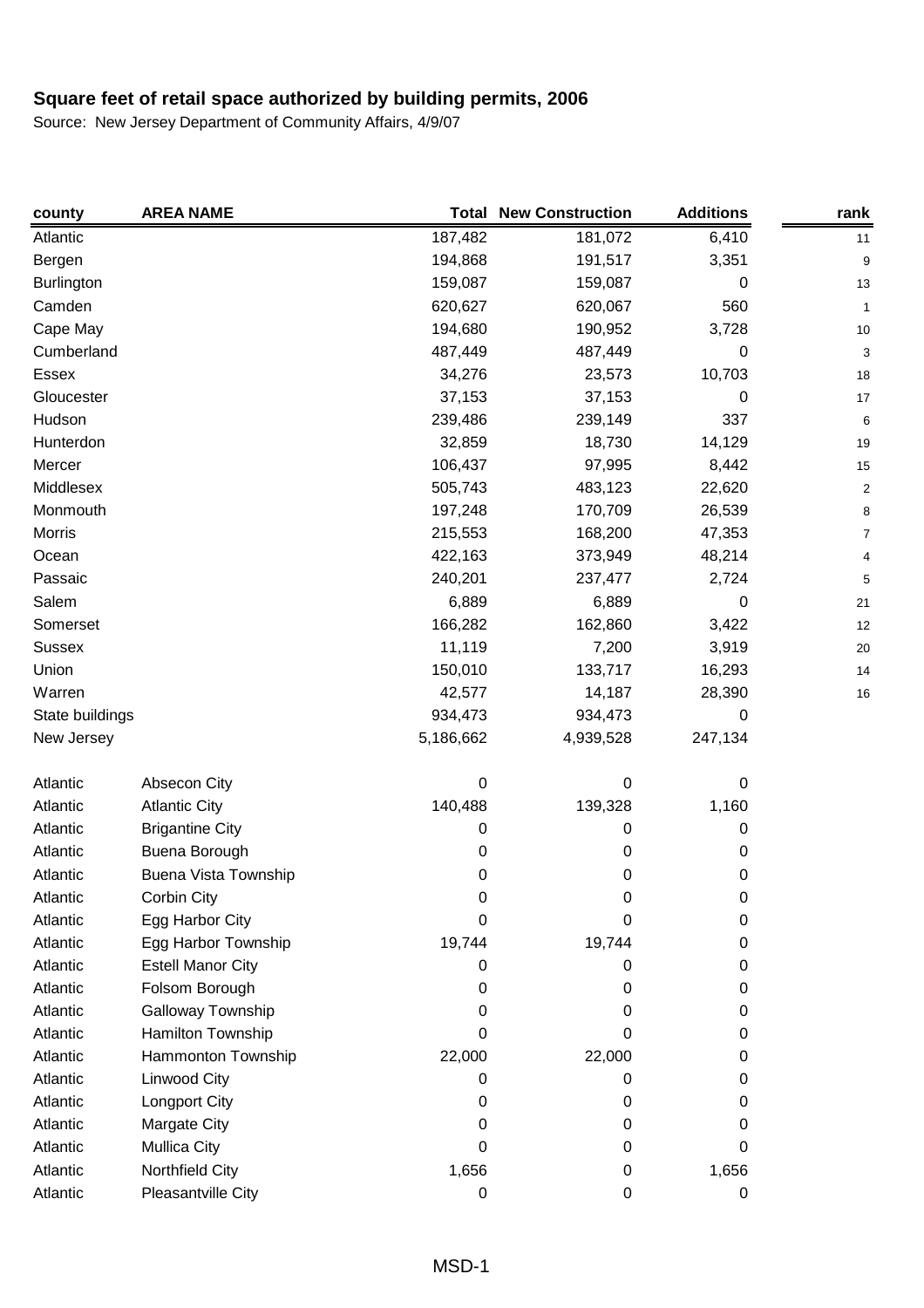**Square feet of retail space authorized by building permits, 2006**

Source: New Jersey Department of Community Affairs, 4/9/07

| county | AREA NAME | Total | New Construction | Additions | rank |
|---|---|---|---|---|---|
| Atlantic | | 187,482 | 181,072 | 6,410 | 11 |
| Bergen | | 194,868 | 191,517 | 3,351 | 9 |
| Burlington | | 159,087 | 159,087 | 0 | 13 |
| Camden | | 620,627 | 620,067 | 560 | 1 |
| Cape May | | 194,680 | 190,952 | 3,728 | 10 |
| Cumberland | | 487,449 | 487,449 | 0 | 3 |
| Essex | | 34,276 | 23,573 | 10,703 | 18 |
| Gloucester | | 37,153 | 37,153 | 0 | 17 |
| Hudson | | 239,486 | 239,149 | 337 | 6 |
| Hunterdon | | 32,859 | 18,730 | 14,129 | 19 |
| Mercer | | 106,437 | 97,995 | 8,442 | 15 |
| Middlesex | | 505,743 | 483,123 | 22,620 | 2 |
| Monmouth | | 197,248 | 170,709 | 26,539 | 8 |
| Morris | | 215,553 | 168,200 | 47,353 | 7 |
| Ocean | | 422,163 | 373,949 | 48,214 | 4 |
| Passaic | | 240,201 | 237,477 | 2,724 | 5 |
| Salem | | 6,889 | 6,889 | 0 | 21 |
| Somerset | | 166,282 | 162,860 | 3,422 | 12 |
| Sussex | | 11,119 | 7,200 | 3,919 | 20 |
| Union | | 150,010 | 133,717 | 16,293 | 14 |
| Warren | | 42,577 | 14,187 | 28,390 | 16 |
| State buildings | | 934,473 | 934,473 | 0 | |
| New Jersey | | 5,186,662 | 4,939,528 | 247,134 | |
| | | | | | |
| Atlantic | Absecon City | 0 | 0 | 0 | |
| Atlantic | Atlantic City | 140,488 | 139,328 | 1,160 | |
| Atlantic | Brigantine City | 0 | 0 | 0 | |
| Atlantic | Buena Borough | 0 | 0 | 0 | |
| Atlantic | Buena Vista Township | 0 | 0 | 0 | |
| Atlantic | Corbin City | 0 | 0 | 0 | |
| Atlantic | Egg Harbor City | 0 | 0 | 0 | |
| Atlantic | Egg Harbor Township | 19,744 | 19,744 | 0 | |
| Atlantic | Estell Manor City | 0 | 0 | 0 | |
| Atlantic | Folsom Borough | 0 | 0 | 0 | |
| Atlantic | Galloway Township | 0 | 0 | 0 | |
| Atlantic | Hamilton Township | 0 | 0 | 0 | |
| Atlantic | Hammonton Township | 22,000 | 22,000 | 0 | |
| Atlantic | Linwood City | 0 | 0 | 0 | |
| Atlantic | Longport City | 0 | 0 | 0 | |
| Atlantic | Margate City | 0 | 0 | 0 | |
| Atlantic | Mullica City | 0 | 0 | 0 | |
| Atlantic | Northfield City | 1,656 | 0 | 1,656 | |
| Atlantic | Pleasantville City | 0 | 0 | 0 | |

MSD-1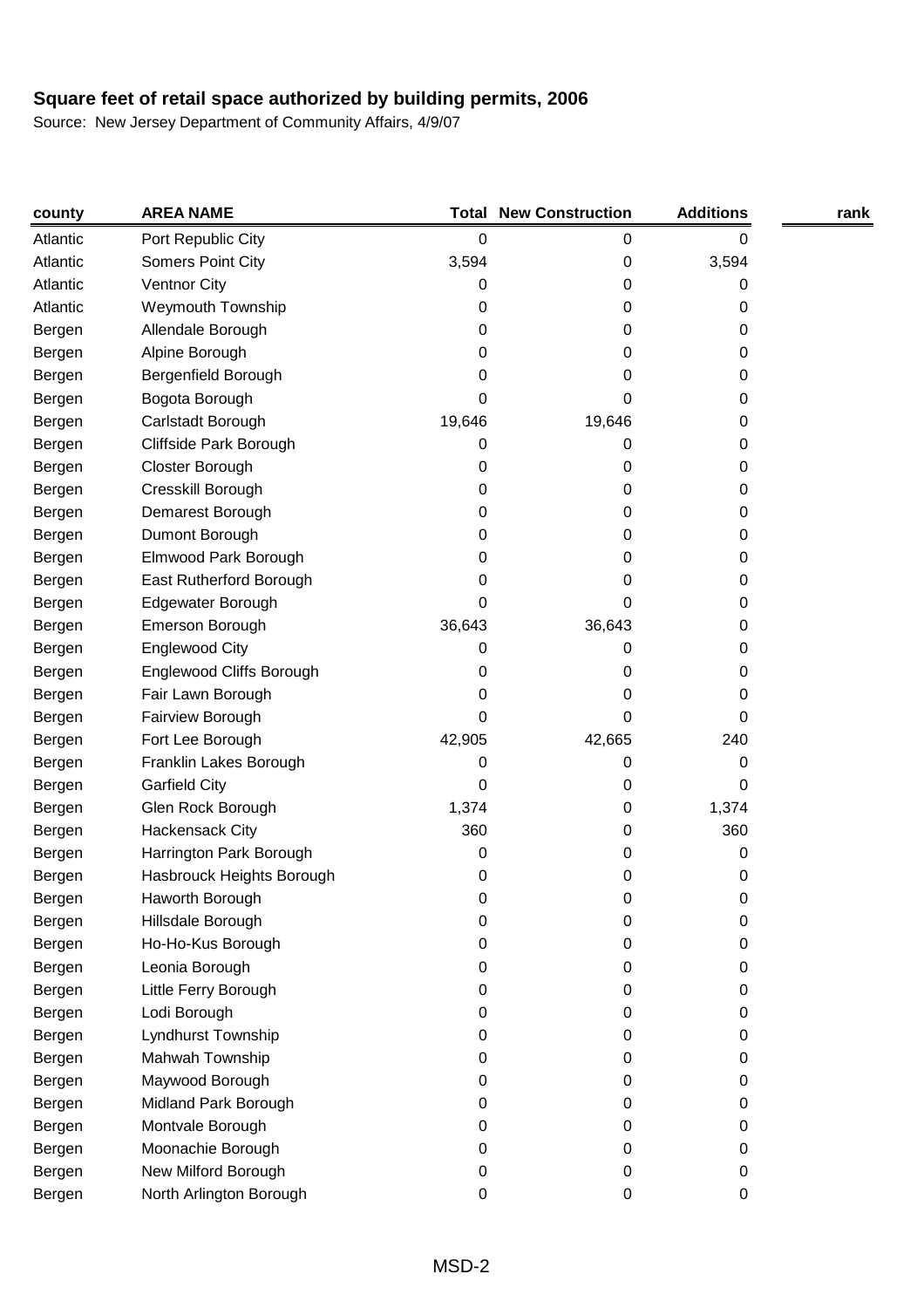# Square feet of retail space authorized by building permits, 2006

Source: New Jersey Department of Community Affairs, 4/9/07

| county | AREA NAME | Total | New Construction | Additions | rank |
|---|---|---|---|---|---|
| Atlantic | Port Republic City | 0 | 0 | 0 | |
| Atlantic | Somers Point City | 3,594 | 0 | 3,594 | |
| Atlantic | Ventnor City | 0 | 0 | 0 | |
| Atlantic | Weymouth Township | 0 | 0 | 0 | |
| Bergen | Allendale Borough | 0 | 0 | 0 | |
| Bergen | Alpine Borough | 0 | 0 | 0 | |
| Bergen | Bergenfield Borough | 0 | 0 | 0 | |
| Bergen | Bogota Borough | 0 | 0 | 0 | |
| Bergen | Carlstadt Borough | 19,646 | 19,646 | 0 | |
| Bergen | Cliffside Park Borough | 0 | 0 | 0 | |
| Bergen | Closter Borough | 0 | 0 | 0 | |
| Bergen | Cresskill Borough | 0 | 0 | 0 | |
| Bergen | Demarest Borough | 0 | 0 | 0 | |
| Bergen | Dumont Borough | 0 | 0 | 0 | |
| Bergen | Elmwood Park Borough | 0 | 0 | 0 | |
| Bergen | East Rutherford Borough | 0 | 0 | 0 | |
| Bergen | Edgewater Borough | 0 | 0 | 0 | |
| Bergen | Emerson Borough | 36,643 | 36,643 | 0 | |
| Bergen | Englewood City | 0 | 0 | 0 | |
| Bergen | Englewood Cliffs Borough | 0 | 0 | 0 | |
| Bergen | Fair Lawn Borough | 0 | 0 | 0 | |
| Bergen | Fairview Borough | 0 | 0 | 0 | |
| Bergen | Fort Lee Borough | 42,905 | 42,665 | 240 | |
| Bergen | Franklin Lakes Borough | 0 | 0 | 0 | |
| Bergen | Garfield City | 0 | 0 | 0 | |
| Bergen | Glen Rock Borough | 1,374 | 0 | 1,374 | |
| Bergen | Hackensack City | 360 | 0 | 360 | |
| Bergen | Harrington Park Borough | 0 | 0 | 0 | |
| Bergen | Hasbrouck Heights Borough | 0 | 0 | 0 | |
| Bergen | Haworth Borough | 0 | 0 | 0 | |
| Bergen | Hillsdale Borough | 0 | 0 | 0 | |
| Bergen | Ho-Ho-Kus Borough | 0 | 0 | 0 | |
| Bergen | Leonia Borough | 0 | 0 | 0 | |
| Bergen | Little Ferry Borough | 0 | 0 | 0 | |
| Bergen | Lodi Borough | 0 | 0 | 0 | |
| Bergen | Lyndhurst Township | 0 | 0 | 0 | |
| Bergen | Mahwah Township | 0 | 0 | 0 | |
| Bergen | Maywood Borough | 0 | 0 | 0 | |
| Bergen | Midland Park Borough | 0 | 0 | 0 | |
| Bergen | Montvale Borough | 0 | 0 | 0 | |
| Bergen | Moonachie Borough | 0 | 0 | 0 | |
| Bergen | New Milford Borough | 0 | 0 | 0 | |
| Bergen | North Arlington Borough | 0 | 0 | 0 | |

MSD-2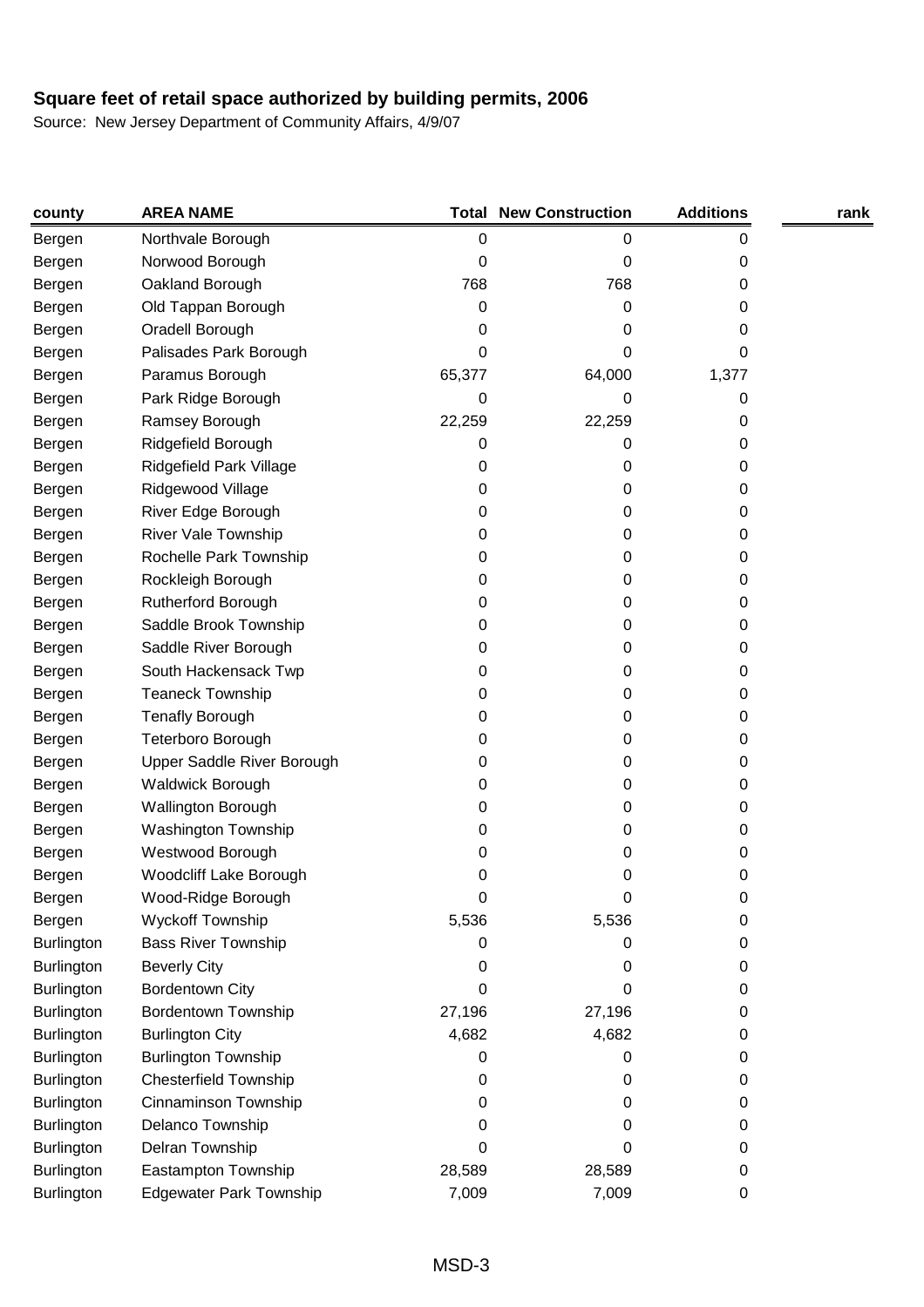## Square feet of retail space authorized by building permits, 2006

Source: New Jersey Department of Community Affairs, 4/9/07

| county | AREA NAME | Total | New Construction | Additions | rank |
|---|---|---|---|---|---|
| Bergen | Northvale Borough | 0 | 0 | 0 | |
| Bergen | Norwood Borough | 0 | 0 | 0 | |
| Bergen | Oakland Borough | 768 | 768 | 0 | |
| Bergen | Old Tappan Borough | 0 | 0 | 0 | |
| Bergen | Oradell Borough | 0 | 0 | 0 | |
| Bergen | Palisades Park Borough | 0 | 0 | 0 | |
| Bergen | Paramus Borough | 65,377 | 64,000 | 1,377 | |
| Bergen | Park Ridge Borough | 0 | 0 | 0 | |
| Bergen | Ramsey Borough | 22,259 | 22,259 | 0 | |
| Bergen | Ridgefield Borough | 0 | 0 | 0 | |
| Bergen | Ridgefield Park Village | 0 | 0 | 0 | |
| Bergen | Ridgewood Village | 0 | 0 | 0 | |
| Bergen | River Edge Borough | 0 | 0 | 0 | |
| Bergen | River Vale Township | 0 | 0 | 0 | |
| Bergen | Rochelle Park Township | 0 | 0 | 0 | |
| Bergen | Rockleigh Borough | 0 | 0 | 0 | |
| Bergen | Rutherford Borough | 0 | 0 | 0 | |
| Bergen | Saddle Brook Township | 0 | 0 | 0 | |
| Bergen | Saddle River Borough | 0 | 0 | 0 | |
| Bergen | South Hackensack Twp | 0 | 0 | 0 | |
| Bergen | Teaneck Township | 0 | 0 | 0 | |
| Bergen | Tenafly Borough | 0 | 0 | 0 | |
| Bergen | Teterboro Borough | 0 | 0 | 0 | |
| Bergen | Upper Saddle River Borough | 0 | 0 | 0 | |
| Bergen | Waldwick Borough | 0 | 0 | 0 | |
| Bergen | Wallington Borough | 0 | 0 | 0 | |
| Bergen | Washington Township | 0 | 0 | 0 | |
| Bergen | Westwood Borough | 0 | 0 | 0 | |
| Bergen | Woodcliff Lake Borough | 0 | 0 | 0 | |
| Bergen | Wood-Ridge Borough | 0 | 0 | 0 | |
| Bergen | Wyckoff Township | 5,536 | 5,536 | 0 | |
| Burlington | Bass River Township | 0 | 0 | 0 | |
| Burlington | Beverly City | 0 | 0 | 0 | |
| Burlington | Bordentown City | 0 | 0 | 0 | |
| Burlington | Bordentown Township | 27,196 | 27,196 | 0 | |
| Burlington | Burlington City | 4,682 | 4,682 | 0 | |
| Burlington | Burlington Township | 0 | 0 | 0 | |
| Burlington | Chesterfield Township | 0 | 0 | 0 | |
| Burlington | Cinnaminson Township | 0 | 0 | 0 | |
| Burlington | Delanco Township | 0 | 0 | 0 | |
| Burlington | Delran Township | 0 | 0 | 0 | |
| Burlington | Eastampton Township | 28,589 | 28,589 | 0 | |
| Burlington | Edgewater Park Township | 7,009 | 7,009 | 0 | |

MSD-3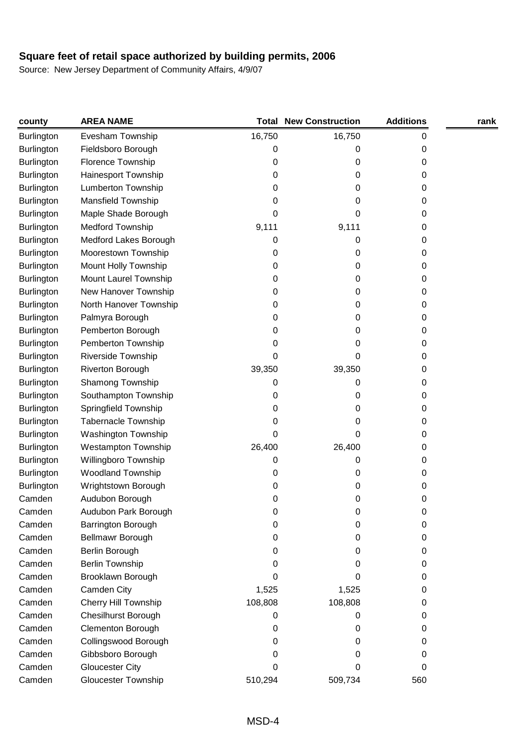## Square feet of retail space authorized by building permits, 2006

Source: New Jersey Department of Community Affairs, 4/9/07

| county | AREA NAME | Total | New Construction | Additions | rank |
|---|---|---|---|---|---|
| Burlington | Evesham Township | 16,750 | 16,750 | 0 | |
| Burlington | Fieldsboro Borough | 0 | 0 | 0 | |
| Burlington | Florence Township | 0 | 0 | 0 | |
| Burlington | Hainesport Township | 0 | 0 | 0 | |
| Burlington | Lumberton Township | 0 | 0 | 0 | |
| Burlington | Mansfield Township | 0 | 0 | 0 | |
| Burlington | Maple Shade Borough | 0 | 0 | 0 | |
| Burlington | Medford Township | 9,111 | 9,111 | 0 | |
| Burlington | Medford Lakes Borough | 0 | 0 | 0 | |
| Burlington | Moorestown Township | 0 | 0 | 0 | |
| Burlington | Mount Holly Township | 0 | 0 | 0 | |
| Burlington | Mount Laurel Township | 0 | 0 | 0 | |
| Burlington | New Hanover Township | 0 | 0 | 0 | |
| Burlington | North Hanover Township | 0 | 0 | 0 | |
| Burlington | Palmyra Borough | 0 | 0 | 0 | |
| Burlington | Pemberton Borough | 0 | 0 | 0 | |
| Burlington | Pemberton Township | 0 | 0 | 0 | |
| Burlington | Riverside Township | 0 | 0 | 0 | |
| Burlington | Riverton Borough | 39,350 | 39,350 | 0 | |
| Burlington | Shamong Township | 0 | 0 | 0 | |
| Burlington | Southampton Township | 0 | 0 | 0 | |
| Burlington | Springfield Township | 0 | 0 | 0 | |
| Burlington | Tabernacle Township | 0 | 0 | 0 | |
| Burlington | Washington Township | 0 | 0 | 0 | |
| Burlington | Westampton Township | 26,400 | 26,400 | 0 | |
| Burlington | Willingboro Township | 0 | 0 | 0 | |
| Burlington | Woodland Township | 0 | 0 | 0 | |
| Burlington | Wrightstown Borough | 0 | 0 | 0 | |
| Camden | Audubon Borough | 0 | 0 | 0 | |
| Camden | Audubon Park Borough | 0 | 0 | 0 | |
| Camden | Barrington Borough | 0 | 0 | 0 | |
| Camden | Bellmawr Borough | 0 | 0 | 0 | |
| Camden | Berlin Borough | 0 | 0 | 0 | |
| Camden | Berlin Township | 0 | 0 | 0 | |
| Camden | Brooklawn Borough | 0 | 0 | 0 | |
| Camden | Camden City | 1,525 | 1,525 | 0 | |
| Camden | Cherry Hill Township | 108,808 | 108,808 | 0 | |
| Camden | Chesilhurst Borough | 0 | 0 | 0 | |
| Camden | Clementon Borough | 0 | 0 | 0 | |
| Camden | Collingswood Borough | 0 | 0 | 0 | |
| Camden | Gibbsboro Borough | 0 | 0 | 0 | |
| Camden | Gloucester City | 0 | 0 | 0 | |
| Camden | Gloucester Township | 510,294 | 509,734 | 560 | |

MSD-4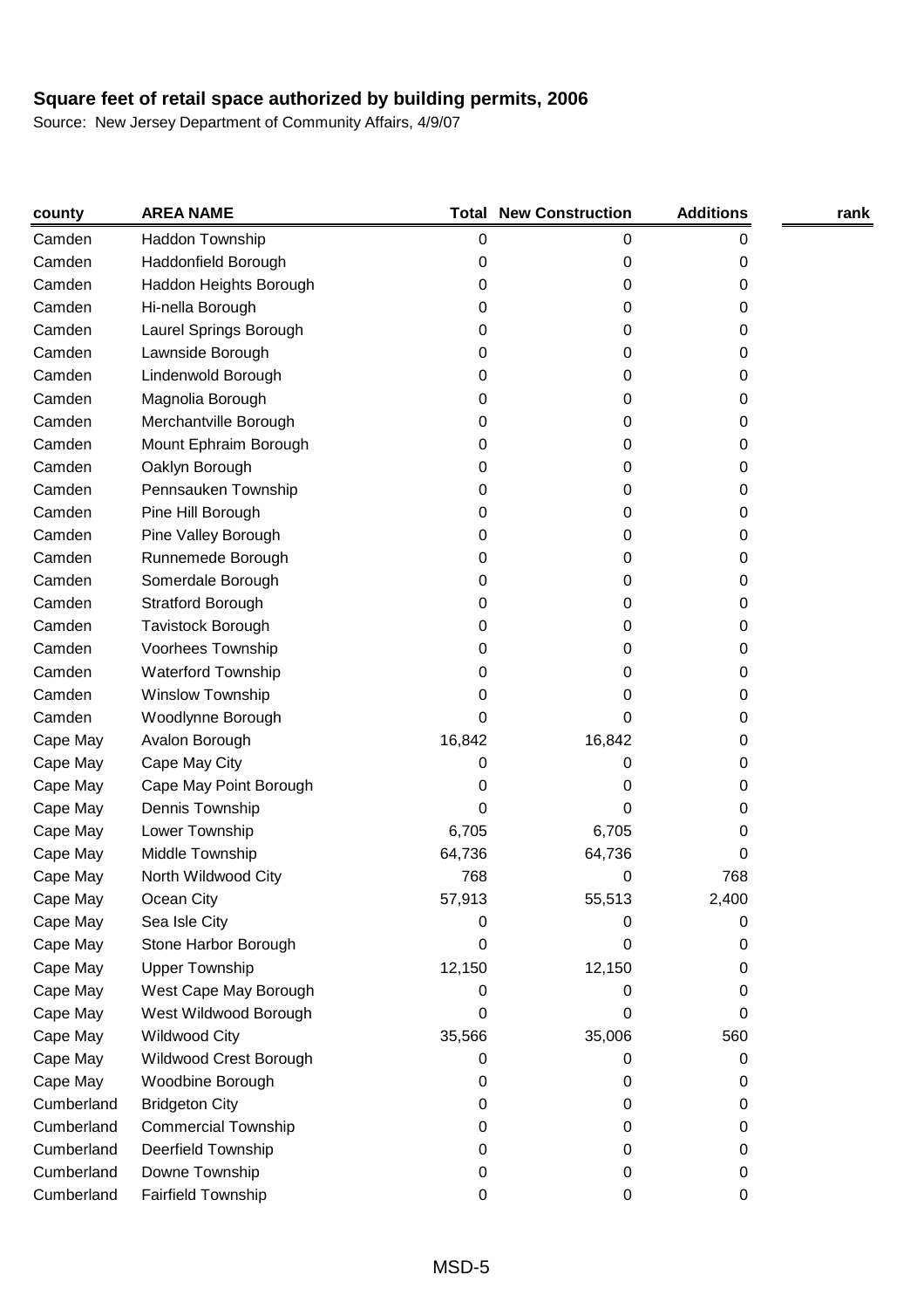**Square feet of retail space authorized by building permits, 2006**

Source: New Jersey Department of Community Affairs, 4/9/07

| county | AREA NAME | Total | New Construction | Additions | rank |
|---|---|---|---|---|---|
| Camden | Haddon Township | 0 | 0 | 0 | |
| Camden | Haddonfield Borough | 0 | 0 | 0 | |
| Camden | Haddon Heights Borough | 0 | 0 | 0 | |
| Camden | Hi-nella Borough | 0 | 0 | 0 | |
| Camden | Laurel Springs Borough | 0 | 0 | 0 | |
| Camden | Lawnside Borough | 0 | 0 | 0 | |
| Camden | Lindenwold Borough | 0 | 0 | 0 | |
| Camden | Magnolia Borough | 0 | 0 | 0 | |
| Camden | Merchantville Borough | 0 | 0 | 0 | |
| Camden | Mount Ephraim Borough | 0 | 0 | 0 | |
| Camden | Oaklyn Borough | 0 | 0 | 0 | |
| Camden | Pennsauken Township | 0 | 0 | 0 | |
| Camden | Pine Hill Borough | 0 | 0 | 0 | |
| Camden | Pine Valley Borough | 0 | 0 | 0 | |
| Camden | Runnemede Borough | 0 | 0 | 0 | |
| Camden | Somerdale Borough | 0 | 0 | 0 | |
| Camden | Stratford Borough | 0 | 0 | 0 | |
| Camden | Tavistock Borough | 0 | 0 | 0 | |
| Camden | Voorhees Township | 0 | 0 | 0 | |
| Camden | Waterford Township | 0 | 0 | 0 | |
| Camden | Winslow Township | 0 | 0 | 0 | |
| Camden | Woodlynne Borough | 0 | 0 | 0 | |
| Cape May | Avalon Borough | 16,842 | 16,842 | 0 | |
| Cape May | Cape May City | 0 | 0 | 0 | |
| Cape May | Cape May Point Borough | 0 | 0 | 0 | |
| Cape May | Dennis Township | 0 | 0 | 0 | |
| Cape May | Lower Township | 6,705 | 6,705 | 0 | |
| Cape May | Middle Township | 64,736 | 64,736 | 0 | |
| Cape May | North Wildwood City | 768 | 0 | 768 | |
| Cape May | Ocean City | 57,913 | 55,513 | 2,400 | |
| Cape May | Sea Isle City | 0 | 0 | 0 | |
| Cape May | Stone Harbor Borough | 0 | 0 | 0 | |
| Cape May | Upper Township | 12,150 | 12,150 | 0 | |
| Cape May | West Cape May Borough | 0 | 0 | 0 | |
| Cape May | West Wildwood Borough | 0 | 0 | 0 | |
| Cape May | Wildwood City | 35,566 | 35,006 | 560 | |
| Cape May | Wildwood Crest Borough | 0 | 0 | 0 | |
| Cape May | Woodbine Borough | 0 | 0 | 0 | |
| Cumberland | Bridgeton City | 0 | 0 | 0 | |
| Cumberland | Commercial Township | 0 | 0 | 0 | |
| Cumberland | Deerfield Township | 0 | 0 | 0 | |
| Cumberland | Downe Township | 0 | 0 | 0 | |
| Cumberland | Fairfield Township | 0 | 0 | 0 | |

MSD-5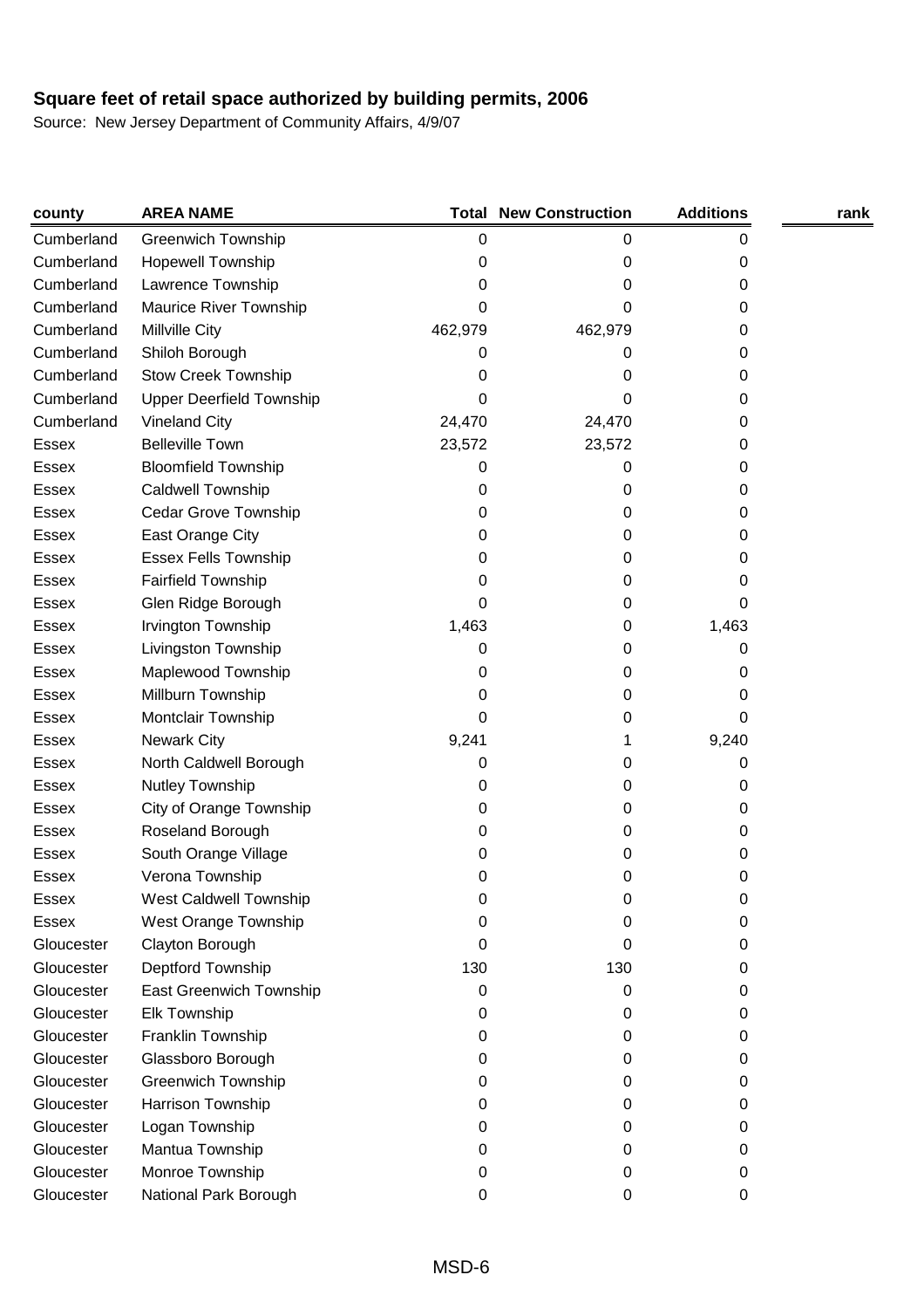**Square feet of retail space authorized by building permits, 2006**

Source: New Jersey Department of Community Affairs, 4/9/07

| county | AREA NAME | Total | New Construction | Additions | rank |
|---|---|---|---|---|---|
| Cumberland | Greenwich Township | 0 | 0 | 0 | |
| Cumberland | Hopewell Township | 0 | 0 | 0 | |
| Cumberland | Lawrence Township | 0 | 0 | 0 | |
| Cumberland | Maurice River Township | 0 | 0 | 0 | |
| Cumberland | Millville City | 462,979 | 462,979 | 0 | |
| Cumberland | Shiloh Borough | 0 | 0 | 0 | |
| Cumberland | Stow Creek Township | 0 | 0 | 0 | |
| Cumberland | Upper Deerfield Township | 0 | 0 | 0 | |
| Cumberland | Vineland City | 24,470 | 24,470 | 0 | |
| Essex | Belleville Town | 23,572 | 23,572 | 0 | |
| Essex | Bloomfield Township | 0 | 0 | 0 | |
| Essex | Caldwell Township | 0 | 0 | 0 | |
| Essex | Cedar Grove Township | 0 | 0 | 0 | |
| Essex | East Orange City | 0 | 0 | 0 | |
| Essex | Essex Fells Township | 0 | 0 | 0 | |
| Essex | Fairfield Township | 0 | 0 | 0 | |
| Essex | Glen Ridge Borough | 0 | 0 | 0 | |
| Essex | Irvington Township | 1,463 | 0 | 1,463 | |
| Essex | Livingston Township | 0 | 0 | 0 | |
| Essex | Maplewood Township | 0 | 0 | 0 | |
| Essex | Millburn Township | 0 | 0 | 0 | |
| Essex | Montclair Township | 0 | 0 | 0 | |
| Essex | Newark City | 9,241 | 1 | 9,240 | |
| Essex | North Caldwell Borough | 0 | 0 | 0 | |
| Essex | Nutley Township | 0 | 0 | 0 | |
| Essex | City of Orange Township | 0 | 0 | 0 | |
| Essex | Roseland Borough | 0 | 0 | 0 | |
| Essex | South Orange Village | 0 | 0 | 0 | |
| Essex | Verona Township | 0 | 0 | 0 | |
| Essex | West Caldwell Township | 0 | 0 | 0 | |
| Essex | West Orange Township | 0 | 0 | 0 | |
| Gloucester | Clayton Borough | 0 | 0 | 0 | |
| Gloucester | Deptford Township | 130 | 130 | 0 | |
| Gloucester | East Greenwich Township | 0 | 0 | 0 | |
| Gloucester | Elk Township | 0 | 0 | 0 | |
| Gloucester | Franklin Township | 0 | 0 | 0 | |
| Gloucester | Glassboro Borough | 0 | 0 | 0 | |
| Gloucester | Greenwich Township | 0 | 0 | 0 | |
| Gloucester | Harrison Township | 0 | 0 | 0 | |
| Gloucester | Logan Township | 0 | 0 | 0 | |
| Gloucester | Mantua Township | 0 | 0 | 0 | |
| Gloucester | Monroe Township | 0 | 0 | 0 | |
| Gloucester | National Park Borough | 0 | 0 | 0 | |

MSD-6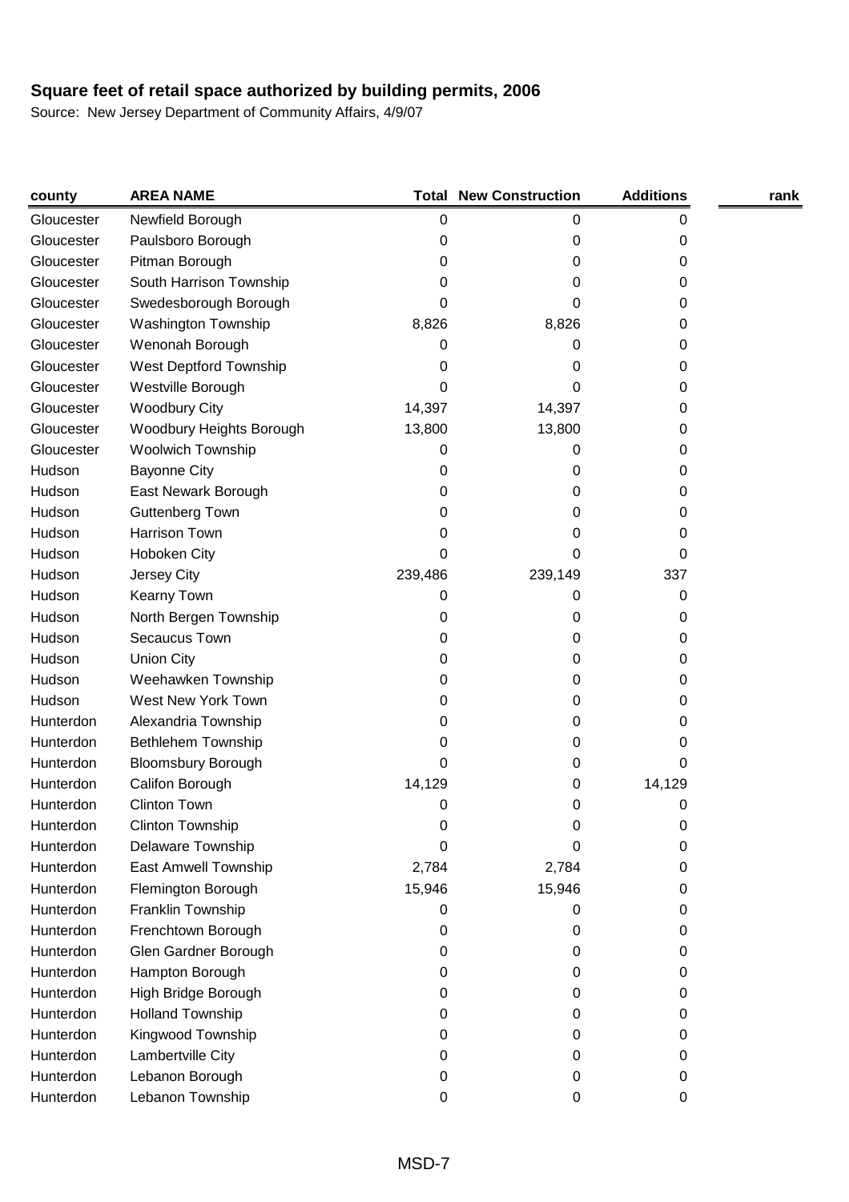# Square feet of retail space authorized by building permits, 2006

Source: New Jersey Department of Community Affairs, 4/9/07

| county | AREA NAME | Total | New Construction | Additions | rank |
|---|---|---|---|---|---|
| Gloucester | Newfield Borough | 0 | 0 | 0 | |
| Gloucester | Paulsboro Borough | 0 | 0 | 0 | |
| Gloucester | Pitman Borough | 0 | 0 | 0 | |
| Gloucester | South Harrison Township | 0 | 0 | 0 | |
| Gloucester | Swedesborough Borough | 0 | 0 | 0 | |
| Gloucester | Washington Township | 8,826 | 8,826 | 0 | |
| Gloucester | Wenonah Borough | 0 | 0 | 0 | |
| Gloucester | West Deptford Township | 0 | 0 | 0 | |
| Gloucester | Westville Borough | 0 | 0 | 0 | |
| Gloucester | Woodbury City | 14,397 | 14,397 | 0 | |
| Gloucester | Woodbury Heights Borough | 13,800 | 13,800 | 0 | |
| Gloucester | Woolwich Township | 0 | 0 | 0 | |
| Hudson | Bayonne City | 0 | 0 | 0 | |
| Hudson | East Newark Borough | 0 | 0 | 0 | |
| Hudson | Guttenberg Town | 0 | 0 | 0 | |
| Hudson | Harrison Town | 0 | 0 | 0 | |
| Hudson | Hoboken City | 0 | 0 | 0 | |
| Hudson | Jersey City | 239,486 | 239,149 | 337 | |
| Hudson | Kearny Town | 0 | 0 | 0 | |
| Hudson | North Bergen Township | 0 | 0 | 0 | |
| Hudson | Secaucus Town | 0 | 0 | 0 | |
| Hudson | Union City | 0 | 0 | 0 | |
| Hudson | Weehawken Township | 0 | 0 | 0 | |
| Hudson | West New York Town | 0 | 0 | 0 | |
| Hunterdon | Alexandria Township | 0 | 0 | 0 | |
| Hunterdon | Bethlehem Township | 0 | 0 | 0 | |
| Hunterdon | Bloomsbury Borough | 0 | 0 | 0 | |
| Hunterdon | Califon Borough | 14,129 | 0 | 14,129 | |
| Hunterdon | Clinton Town | 0 | 0 | 0 | |
| Hunterdon | Clinton Township | 0 | 0 | 0 | |
| Hunterdon | Delaware Township | 0 | 0 | 0 | |
| Hunterdon | East Amwell Township | 2,784 | 2,784 | 0 | |
| Hunterdon | Flemington Borough | 15,946 | 15,946 | 0 | |
| Hunterdon | Franklin Township | 0 | 0 | 0 | |
| Hunterdon | Frenchtown Borough | 0 | 0 | 0 | |
| Hunterdon | Glen Gardner Borough | 0 | 0 | 0 | |
| Hunterdon | Hampton Borough | 0 | 0 | 0 | |
| Hunterdon | High Bridge Borough | 0 | 0 | 0 | |
| Hunterdon | Holland Township | 0 | 0 | 0 | |
| Hunterdon | Kingwood Township | 0 | 0 | 0 | |
| Hunterdon | Lambertville City | 0 | 0 | 0 | |
| Hunterdon | Lebanon Borough | 0 | 0 | 0 | |
| Hunterdon | Lebanon Township | 0 | 0 | 0 | |

MSD-7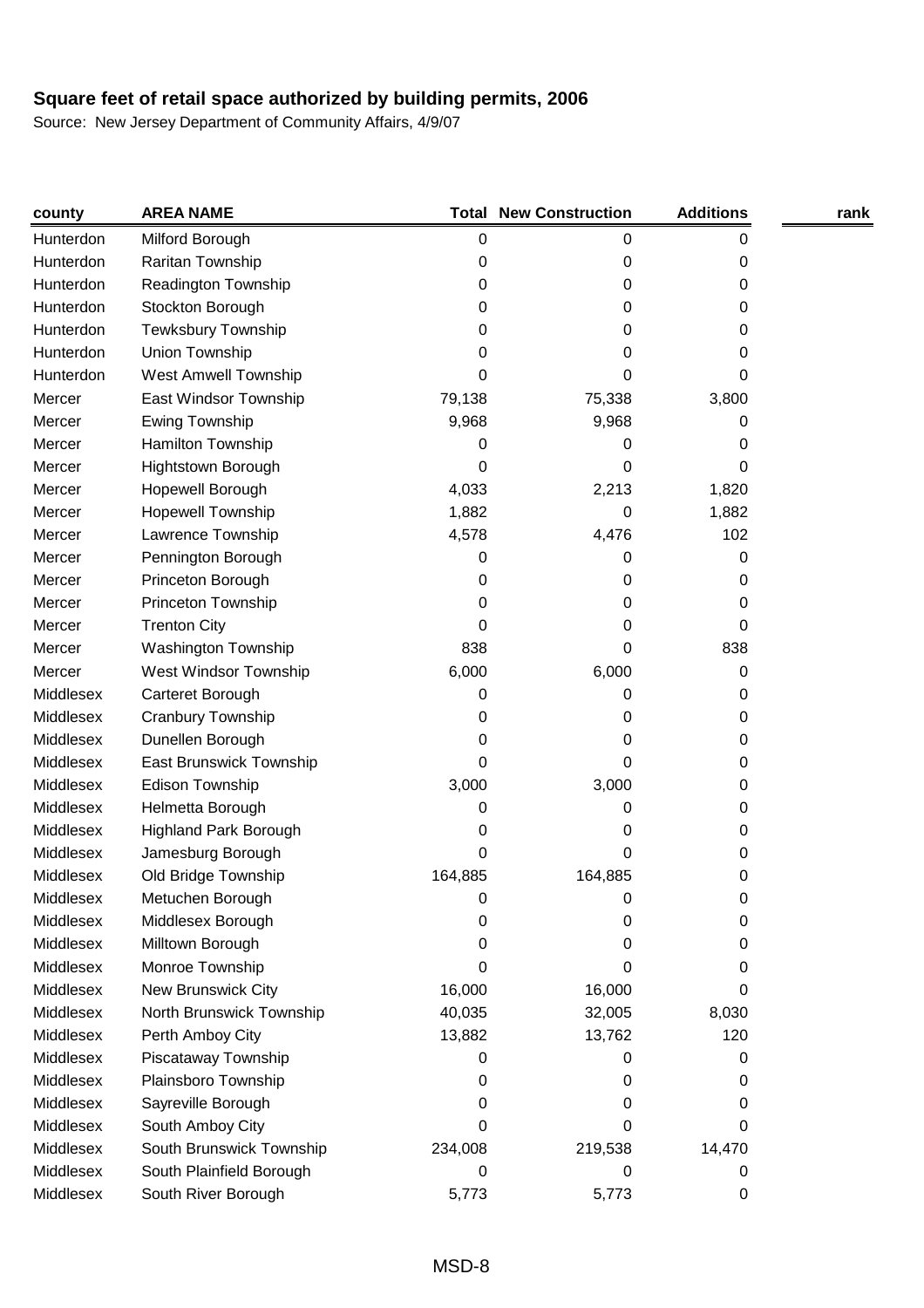**Square feet of retail space authorized by building permits, 2006**

Source: New Jersey Department of Community Affairs, 4/9/07

| county | AREA NAME | Total | New Construction | Additions | rank |
|---|---|---|---|---|---|
| Hunterdon | Milford Borough | 0 | 0 | 0 | |
| Hunterdon | Raritan Township | 0 | 0 | 0 | |
| Hunterdon | Readington Township | 0 | 0 | 0 | |
| Hunterdon | Stockton Borough | 0 | 0 | 0 | |
| Hunterdon | Tewksbury Township | 0 | 0 | 0 | |
| Hunterdon | Union Township | 0 | 0 | 0 | |
| Hunterdon | West Amwell Township | 0 | 0 | 0 | |
| Mercer | East Windsor Township | 79,138 | 75,338 | 3,800 | |
| Mercer | Ewing Township | 9,968 | 9,968 | 0 | |
| Mercer | Hamilton Township | 0 | 0 | 0 | |
| Mercer | Hightstown Borough | 0 | 0 | 0 | |
| Mercer | Hopewell Borough | 4,033 | 2,213 | 1,820 | |
| Mercer | Hopewell Township | 1,882 | 0 | 1,882 | |
| Mercer | Lawrence Township | 4,578 | 4,476 | 102 | |
| Mercer | Pennington Borough | 0 | 0 | 0 | |
| Mercer | Princeton Borough | 0 | 0 | 0 | |
| Mercer | Princeton Township | 0 | 0 | 0 | |
| Mercer | Trenton City | 0 | 0 | 0 | |
| Mercer | Washington Township | 838 | 0 | 838 | |
| Mercer | West Windsor Township | 6,000 | 6,000 | 0 | |
| Middlesex | Carteret Borough | 0 | 0 | 0 | |
| Middlesex | Cranbury Township | 0 | 0 | 0 | |
| Middlesex | Dunellen Borough | 0 | 0 | 0 | |
| Middlesex | East Brunswick Township | 0 | 0 | 0 | |
| Middlesex | Edison Township | 3,000 | 3,000 | 0 | |
| Middlesex | Helmetta Borough | 0 | 0 | 0 | |
| Middlesex | Highland Park Borough | 0 | 0 | 0 | |
| Middlesex | Jamesburg Borough | 0 | 0 | 0 | |
| Middlesex | Old Bridge Township | 164,885 | 164,885 | 0 | |
| Middlesex | Metuchen Borough | 0 | 0 | 0 | |
| Middlesex | Middlesex Borough | 0 | 0 | 0 | |
| Middlesex | Milltown Borough | 0 | 0 | 0 | |
| Middlesex | Monroe Township | 0 | 0 | 0 | |
| Middlesex | New Brunswick City | 16,000 | 16,000 | 0 | |
| Middlesex | North Brunswick Township | 40,035 | 32,005 | 8,030 | |
| Middlesex | Perth Amboy City | 13,882 | 13,762 | 120 | |
| Middlesex | Piscataway Township | 0 | 0 | 0 | |
| Middlesex | Plainsboro Township | 0 | 0 | 0 | |
| Middlesex | Sayreville Borough | 0 | 0 | 0 | |
| Middlesex | South Amboy City | 0 | 0 | 0 | |
| Middlesex | South Brunswick Township | 234,008 | 219,538 | 14,470 | |
| Middlesex | South Plainfield Borough | 0 | 0 | 0 | |
| Middlesex | South River Borough | 5,773 | 5,773 | 0 | |

MSD-8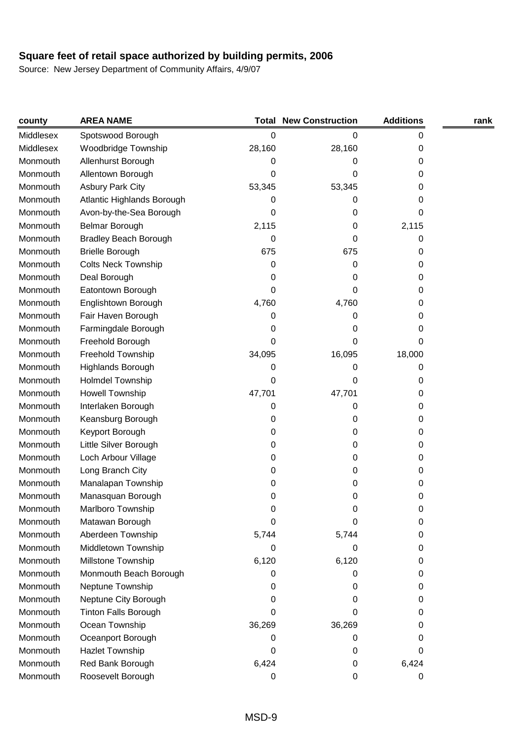**Square feet of retail space authorized by building permits, 2006**

Source: New Jersey Department of Community Affairs, 4/9/07

| county | AREA NAME | Total | New Construction | Additions | rank |
|---|---|---|---|---|---|
| Middlesex | Spotswood Borough | 0 | 0 | 0 | |
| Middlesex | Woodbridge Township | 28,160 | 28,160 | 0 | |
| Monmouth | Allenhurst Borough | 0 | 0 | 0 | |
| Monmouth | Allentown Borough | 0 | 0 | 0 | |
| Monmouth | Asbury Park City | 53,345 | 53,345 | 0 | |
| Monmouth | Atlantic Highlands Borough | 0 | 0 | 0 | |
| Monmouth | Avon-by-the-Sea Borough | 0 | 0 | 0 | |
| Monmouth | Belmar Borough | 2,115 | 0 | 2,115 | |
| Monmouth | Bradley Beach Borough | 0 | 0 | 0 | |
| Monmouth | Brielle Borough | 675 | 675 | 0 | |
| Monmouth | Colts Neck Township | 0 | 0 | 0 | |
| Monmouth | Deal Borough | 0 | 0 | 0 | |
| Monmouth | Eatontown Borough | 0 | 0 | 0 | |
| Monmouth | Englishtown Borough | 4,760 | 4,760 | 0 | |
| Monmouth | Fair Haven Borough | 0 | 0 | 0 | |
| Monmouth | Farmingdale Borough | 0 | 0 | 0 | |
| Monmouth | Freehold Borough | 0 | 0 | 0 | |
| Monmouth | Freehold Township | 34,095 | 16,095 | 18,000 | |
| Monmouth | Highlands Borough | 0 | 0 | 0 | |
| Monmouth | Holmdel Township | 0 | 0 | 0 | |
| Monmouth | Howell Township | 47,701 | 47,701 | 0 | |
| Monmouth | Interlaken Borough | 0 | 0 | 0 | |
| Monmouth | Keansburg Borough | 0 | 0 | 0 | |
| Monmouth | Keyport Borough | 0 | 0 | 0 | |
| Monmouth | Little Silver Borough | 0 | 0 | 0 | |
| Monmouth | Loch Arbour Village | 0 | 0 | 0 | |
| Monmouth | Long Branch City | 0 | 0 | 0 | |
| Monmouth | Manalapan Township | 0 | 0 | 0 | |
| Monmouth | Manasquan Borough | 0 | 0 | 0 | |
| Monmouth | Marlboro Township | 0 | 0 | 0 | |
| Monmouth | Matawan Borough | 0 | 0 | 0 | |
| Monmouth | Aberdeen Township | 5,744 | 5,744 | 0 | |
| Monmouth | Middletown Township | 0 | 0 | 0 | |
| Monmouth | Millstone Township | 6,120 | 6,120 | 0 | |
| Monmouth | Monmouth Beach Borough | 0 | 0 | 0 | |
| Monmouth | Neptune Township | 0 | 0 | 0 | |
| Monmouth | Neptune City Borough | 0 | 0 | 0 | |
| Monmouth | Tinton Falls Borough | 0 | 0 | 0 | |
| Monmouth | Ocean Township | 36,269 | 36,269 | 0 | |
| Monmouth | Oceanport Borough | 0 | 0 | 0 | |
| Monmouth | Hazlet Township | 0 | 0 | 0 | |
| Monmouth | Red Bank Borough | 6,424 | 0 | 6,424 | |
| Monmouth | Roosevelt Borough | 0 | 0 | 0 | |

MSD-9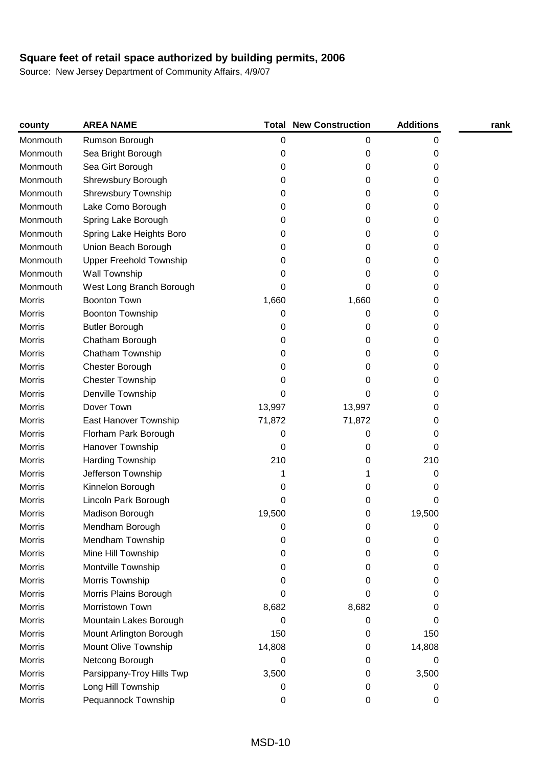# Square feet of retail space authorized by building permits, 2006

Source: New Jersey Department of Community Affairs, 4/9/07

| county | AREA NAME | Total | New Construction | Additions | rank |
|---|---|---|---|---|---|
| Monmouth | Rumson Borough | 0 | 0 | 0 | |
| Monmouth | Sea Bright Borough | 0 | 0 | 0 | |
| Monmouth | Sea Girt Borough | 0 | 0 | 0 | |
| Monmouth | Shrewsbury Borough | 0 | 0 | 0 | |
| Monmouth | Shrewsbury Township | 0 | 0 | 0 | |
| Monmouth | Lake Como Borough | 0 | 0 | 0 | |
| Monmouth | Spring Lake Borough | 0 | 0 | 0 | |
| Monmouth | Spring Lake Heights Boro | 0 | 0 | 0 | |
| Monmouth | Union Beach Borough | 0 | 0 | 0 | |
| Monmouth | Upper Freehold Township | 0 | 0 | 0 | |
| Monmouth | Wall Township | 0 | 0 | 0 | |
| Monmouth | West Long Branch Borough | 0 | 0 | 0 | |
| Morris | Boonton Town | 1,660 | 1,660 | 0 | |
| Morris | Boonton Township | 0 | 0 | 0 | |
| Morris | Butler Borough | 0 | 0 | 0 | |
| Morris | Chatham Borough | 0 | 0 | 0 | |
| Morris | Chatham Township | 0 | 0 | 0 | |
| Morris | Chester Borough | 0 | 0 | 0 | |
| Morris | Chester Township | 0 | 0 | 0 | |
| Morris | Denville Township | 0 | 0 | 0 | |
| Morris | Dover Town | 13,997 | 13,997 | 0 | |
| Morris | East Hanover Township | 71,872 | 71,872 | 0 | |
| Morris | Florham Park Borough | 0 | 0 | 0 | |
| Morris | Hanover Township | 0 | 0 | 0 | |
| Morris | Harding Township | 210 | 0 | 210 | |
| Morris | Jefferson Township | 1 | 1 | 0 | |
| Morris | Kinnelon Borough | 0 | 0 | 0 | |
| Morris | Lincoln Park Borough | 0 | 0 | 0 | |
| Morris | Madison Borough | 19,500 | 0 | 19,500 | |
| Morris | Mendham Borough | 0 | 0 | 0 | |
| Morris | Mendham Township | 0 | 0 | 0 | |
| Morris | Mine Hill Township | 0 | 0 | 0 | |
| Morris | Montville Township | 0 | 0 | 0 | |
| Morris | Morris Township | 0 | 0 | 0 | |
| Morris | Morris Plains Borough | 0 | 0 | 0 | |
| Morris | Morristown Town | 8,682 | 8,682 | 0 | |
| Morris | Mountain Lakes Borough | 0 | 0 | 0 | |
| Morris | Mount Arlington Borough | 150 | 0 | 150 | |
| Morris | Mount Olive Township | 14,808 | 0 | 14,808 | |
| Morris | Netcong Borough | 0 | 0 | 0 | |
| Morris | Parsippany-Troy Hills Twp | 3,500 | 0 | 3,500 | |
| Morris | Long Hill Township | 0 | 0 | 0 | |
| Morris | Pequannock Township | 0 | 0 | 0 | |

MSD-10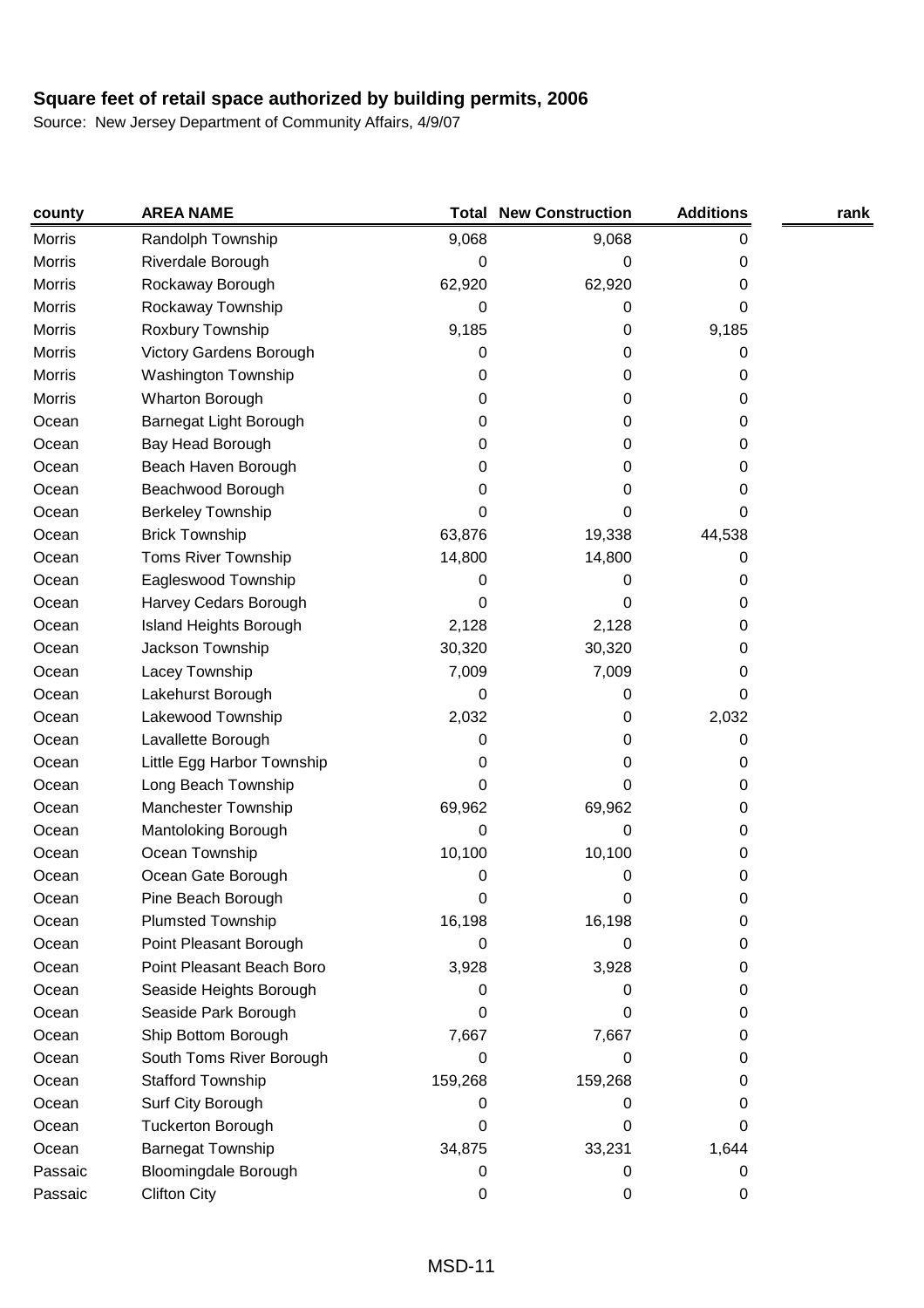# Square feet of retail space authorized by building permits, 2006

Source: New Jersey Department of Community Affairs, 4/9/07

| county | AREA NAME | Total | New Construction | Additions | rank |
|---|---|---|---|---|---|
| Morris | Randolph Township | 9,068 | 9,068 | 0 | |
| Morris | Riverdale Borough | 0 | 0 | 0 | |
| Morris | Rockaway Borough | 62,920 | 62,920 | 0 | |
| Morris | Rockaway Township | 0 | 0 | 0 | |
| Morris | Roxbury Township | 9,185 | 0 | 9,185 | |
| Morris | Victory Gardens Borough | 0 | 0 | 0 | |
| Morris | Washington Township | 0 | 0 | 0 | |
| Morris | Wharton Borough | 0 | 0 | 0 | |
| Ocean | Barnegat Light Borough | 0 | 0 | 0 | |
| Ocean | Bay Head Borough | 0 | 0 | 0 | |
| Ocean | Beach Haven Borough | 0 | 0 | 0 | |
| Ocean | Beachwood Borough | 0 | 0 | 0 | |
| Ocean | Berkeley Township | 0 | 0 | 0 | |
| Ocean | Brick Township | 63,876 | 19,338 | 44,538 | |
| Ocean | Toms River Township | 14,800 | 14,800 | 0 | |
| Ocean | Eagleswood Township | 0 | 0 | 0 | |
| Ocean | Harvey Cedars Borough | 0 | 0 | 0 | |
| Ocean | Island Heights Borough | 2,128 | 2,128 | 0 | |
| Ocean | Jackson Township | 30,320 | 30,320 | 0 | |
| Ocean | Lacey Township | 7,009 | 7,009 | 0 | |
| Ocean | Lakehurst Borough | 0 | 0 | 0 | |
| Ocean | Lakewood Township | 2,032 | 0 | 2,032 | |
| Ocean | Lavallette Borough | 0 | 0 | 0 | |
| Ocean | Little Egg Harbor Township | 0 | 0 | 0 | |
| Ocean | Long Beach Township | 0 | 0 | 0 | |
| Ocean | Manchester Township | 69,962 | 69,962 | 0 | |
| Ocean | Mantoloking Borough | 0 | 0 | 0 | |
| Ocean | Ocean Township | 10,100 | 10,100 | 0 | |
| Ocean | Ocean Gate Borough | 0 | 0 | 0 | |
| Ocean | Pine Beach Borough | 0 | 0 | 0 | |
| Ocean | Plumsted Township | 16,198 | 16,198 | 0 | |
| Ocean | Point Pleasant Borough | 0 | 0 | 0 | |
| Ocean | Point Pleasant Beach Boro | 3,928 | 3,928 | 0 | |
| Ocean | Seaside Heights Borough | 0 | 0 | 0 | |
| Ocean | Seaside Park Borough | 0 | 0 | 0 | |
| Ocean | Ship Bottom Borough | 7,667 | 7,667 | 0 | |
| Ocean | South Toms River Borough | 0 | 0 | 0 | |
| Ocean | Stafford Township | 159,268 | 159,268 | 0 | |
| Ocean | Surf City Borough | 0 | 0 | 0 | |
| Ocean | Tuckerton Borough | 0 | 0 | 0 | |
| Ocean | Barnegat Township | 34,875 | 33,231 | 1,644 | |
| Passaic | Bloomingdale Borough | 0 | 0 | 0 | |
| Passaic | Clifton City | 0 | 0 | 0 | |

MSD-11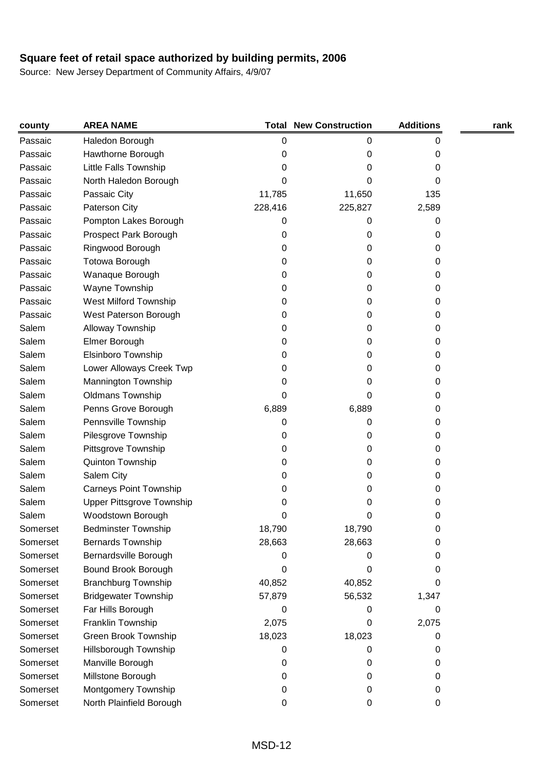**Square feet of retail space authorized by building permits, 2006**

Source: New Jersey Department of Community Affairs, 4/9/07

| county | AREA NAME | Total | New Construction | Additions | rank |
|---|---|---|---|---|---|
| Passaic | Haledon Borough | 0 | 0 | 0 | |
| Passaic | Hawthorne Borough | 0 | 0 | 0 | |
| Passaic | Little Falls Township | 0 | 0 | 0 | |
| Passaic | North Haledon Borough | 0 | 0 | 0 | |
| Passaic | Passaic City | 11,785 | 11,650 | 135 | |
| Passaic | Paterson City | 228,416 | 225,827 | 2,589 | |
| Passaic | Pompton Lakes Borough | 0 | 0 | 0 | |
| Passaic | Prospect Park Borough | 0 | 0 | 0 | |
| Passaic | Ringwood Borough | 0 | 0 | 0 | |
| Passaic | Totowa Borough | 0 | 0 | 0 | |
| Passaic | Wanaque Borough | 0 | 0 | 0 | |
| Passaic | Wayne Township | 0 | 0 | 0 | |
| Passaic | West Milford Township | 0 | 0 | 0 | |
| Passaic | West Paterson Borough | 0 | 0 | 0 | |
| Salem | Alloway Township | 0 | 0 | 0 | |
| Salem | Elmer Borough | 0 | 0 | 0 | |
| Salem | Elsinboro Township | 0 | 0 | 0 | |
| Salem | Lower Alloways Creek Twp | 0 | 0 | 0 | |
| Salem | Mannington Township | 0 | 0 | 0 | |
| Salem | Oldmans Township | 0 | 0 | 0 | |
| Salem | Penns Grove Borough | 6,889 | 6,889 | 0 | |
| Salem | Pennsville Township | 0 | 0 | 0 | |
| Salem | Pilesgrove Township | 0 | 0 | 0 | |
| Salem | Pittsgrove Township | 0 | 0 | 0 | |
| Salem | Quinton Township | 0 | 0 | 0 | |
| Salem | Salem City | 0 | 0 | 0 | |
| Salem | Carneys Point Township | 0 | 0 | 0 | |
| Salem | Upper Pittsgrove Township | 0 | 0 | 0 | |
| Salem | Woodstown Borough | 0 | 0 | 0 | |
| Somerset | Bedminster Township | 18,790 | 18,790 | 0 | |
| Somerset | Bernards Township | 28,663 | 28,663 | 0 | |
| Somerset | Bernardsville Borough | 0 | 0 | 0 | |
| Somerset | Bound Brook Borough | 0 | 0 | 0 | |
| Somerset | Branchburg Township | 40,852 | 40,852 | 0 | |
| Somerset | Bridgewater Township | 57,879 | 56,532 | 1,347 | |
| Somerset | Far Hills Borough | 0 | 0 | 0 | |
| Somerset | Franklin Township | 2,075 | 0 | 2,075 | |
| Somerset | Green Brook Township | 18,023 | 18,023 | 0 | |
| Somerset | Hillsborough Township | 0 | 0 | 0 | |
| Somerset | Manville Borough | 0 | 0 | 0 | |
| Somerset | Millstone Borough | 0 | 0 | 0 | |
| Somerset | Montgomery Township | 0 | 0 | 0 | |
| Somerset | North Plainfield Borough | 0 | 0 | 0 | |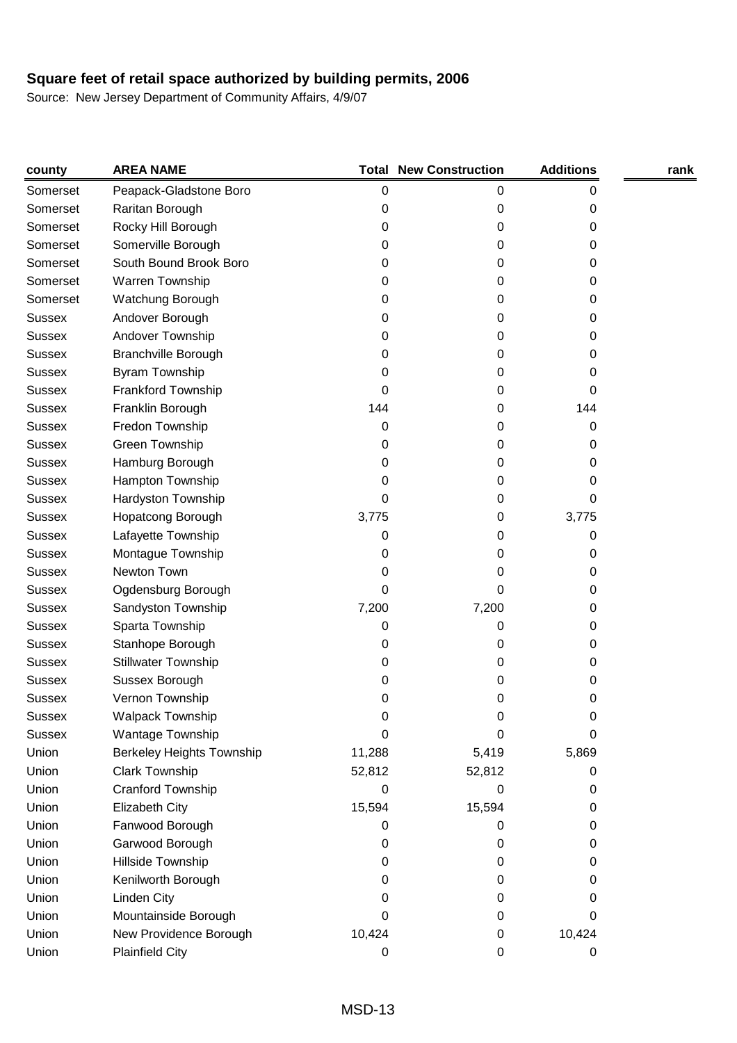**Square feet of retail space authorized by building permits, 2006**

Source: New Jersey Department of Community Affairs, 4/9/07

| county | AREA NAME | Total | New Construction | Additions | rank |
|---|---|---|---|---|---|
| Somerset | Peapack-Gladstone Boro | 0 | 0 | 0 | |
| Somerset | Raritan Borough | 0 | 0 | 0 | |
| Somerset | Rocky Hill Borough | 0 | 0 | 0 | |
| Somerset | Somerville Borough | 0 | 0 | 0 | |
| Somerset | South Bound Brook Boro | 0 | 0 | 0 | |
| Somerset | Warren Township | 0 | 0 | 0 | |
| Somerset | Watchung Borough | 0 | 0 | 0 | |
| Sussex | Andover Borough | 0 | 0 | 0 | |
| Sussex | Andover Township | 0 | 0 | 0 | |
| Sussex | Branchville Borough | 0 | 0 | 0 | |
| Sussex | Byram Township | 0 | 0 | 0 | |
| Sussex | Frankford Township | 0 | 0 | 0 | |
| Sussex | Franklin Borough | 144 | 0 | 144 | |
| Sussex | Fredon Township | 0 | 0 | 0 | |
| Sussex | Green Township | 0 | 0 | 0 | |
| Sussex | Hamburg Borough | 0 | 0 | 0 | |
| Sussex | Hampton Township | 0 | 0 | 0 | |
| Sussex | Hardyston Township | 0 | 0 | 0 | |
| Sussex | Hopatcong Borough | 3,775 | 0 | 3,775 | |
| Sussex | Lafayette Township | 0 | 0 | 0 | |
| Sussex | Montague Township | 0 | 0 | 0 | |
| Sussex | Newton Town | 0 | 0 | 0 | |
| Sussex | Ogdensburg Borough | 0 | 0 | 0 | |
| Sussex | Sandyston Township | 7,200 | 7,200 | 0 | |
| Sussex | Sparta Township | 0 | 0 | 0 | |
| Sussex | Stanhope Borough | 0 | 0 | 0 | |
| Sussex | Stillwater Township | 0 | 0 | 0 | |
| Sussex | Sussex Borough | 0 | 0 | 0 | |
| Sussex | Vernon Township | 0 | 0 | 0 | |
| Sussex | Walpack Township | 0 | 0 | 0 | |
| Sussex | Wantage Township | 0 | 0 | 0 | |
| Union | Berkeley Heights Township | 11,288 | 5,419 | 5,869 | |
| Union | Clark Township | 52,812 | 52,812 | 0 | |
| Union | Cranford Township | 0 | 0 | 0 | |
| Union | Elizabeth City | 15,594 | 15,594 | 0 | |
| Union | Fanwood Borough | 0 | 0 | 0 | |
| Union | Garwood Borough | 0 | 0 | 0 | |
| Union | Hillside Township | 0 | 0 | 0 | |
| Union | Kenilworth Borough | 0 | 0 | 0 | |
| Union | Linden City | 0 | 0 | 0 | |
| Union | Mountainside Borough | 0 | 0 | 0 | |
| Union | New Providence Borough | 10,424 | 0 | 10,424 | |
| Union | Plainfield City | 0 | 0 | 0 | |

MSD-13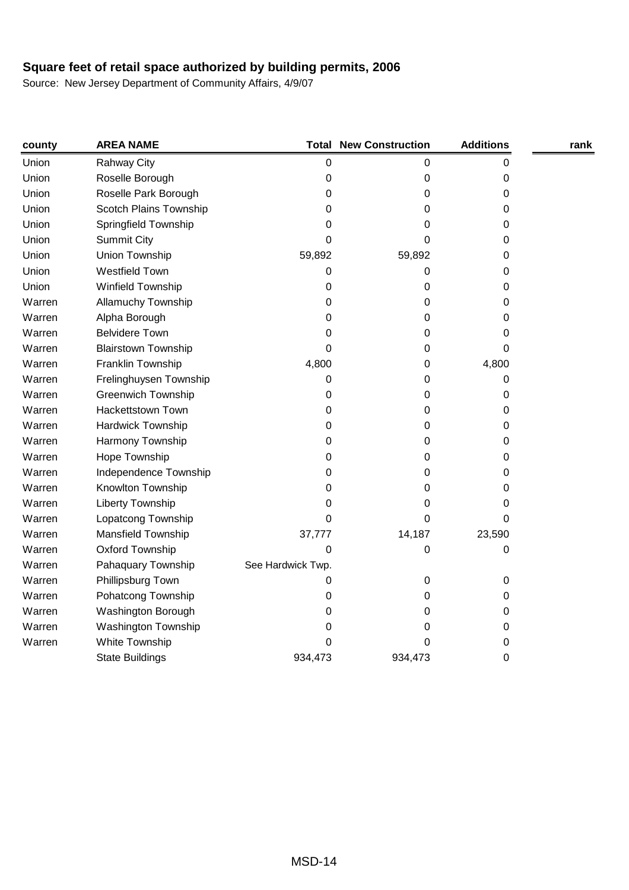## Square feet of retail space authorized by building permits, 2006

Source: New Jersey Department of Community Affairs, 4/9/07

| county | AREA NAME | Total | New Construction | Additions | rank |
|---|---|---|---|---|---|
| Union | Rahway City | 0 | 0 | 0 | |
| Union | Roselle Borough | 0 | 0 | 0 | |
| Union | Roselle Park Borough | 0 | 0 | 0 | |
| Union | Scotch Plains Township | 0 | 0 | 0 | |
| Union | Springfield Township | 0 | 0 | 0 | |
| Union | Summit City | 0 | 0 | 0 | |
| Union | Union Township | 59,892 | 59,892 | 0 | |
| Union | Westfield Town | 0 | 0 | 0 | |
| Union | Winfield Township | 0 | 0 | 0 | |
| Warren | Allamuchy Township | 0 | 0 | 0 | |
| Warren | Alpha Borough | 0 | 0 | 0 | |
| Warren | Belvidere Town | 0 | 0 | 0 | |
| Warren | Blairstown Township | 0 | 0 | 0 | |
| Warren | Franklin Township | 4,800 | 0 | 4,800 | |
| Warren | Frelinghuysen Township | 0 | 0 | 0 | |
| Warren | Greenwich Township | 0 | 0 | 0 | |
| Warren | Hackettstown Town | 0 | 0 | 0 | |
| Warren | Hardwick Township | 0 | 0 | 0 | |
| Warren | Harmony Township | 0 | 0 | 0 | |
| Warren | Hope Township | 0 | 0 | 0 | |
| Warren | Independence Township | 0 | 0 | 0 | |
| Warren | Knowlton Township | 0 | 0 | 0 | |
| Warren | Liberty Township | 0 | 0 | 0 | |
| Warren | Lopatcong Township | 0 | 0 | 0 | |
| Warren | Mansfield Township | 37,777 | 14,187 | 23,590 | |
| Warren | Oxford Township | 0 | 0 | 0 | |
| Warren | Pahaquary Township | See Hardwick Twp. | | | |
| Warren | Phillipsburg Town | 0 | 0 | 0 | |
| Warren | Pohatcong Township | 0 | 0 | 0 | |
| Warren | Washington Borough | 0 | 0 | 0 | |
| Warren | Washington Township | 0 | 0 | 0 | |
| Warren | White Township | 0 | 0 | 0 | |
| | State Buildings | 934,473 | 934,473 | 0 | |

MSD-14